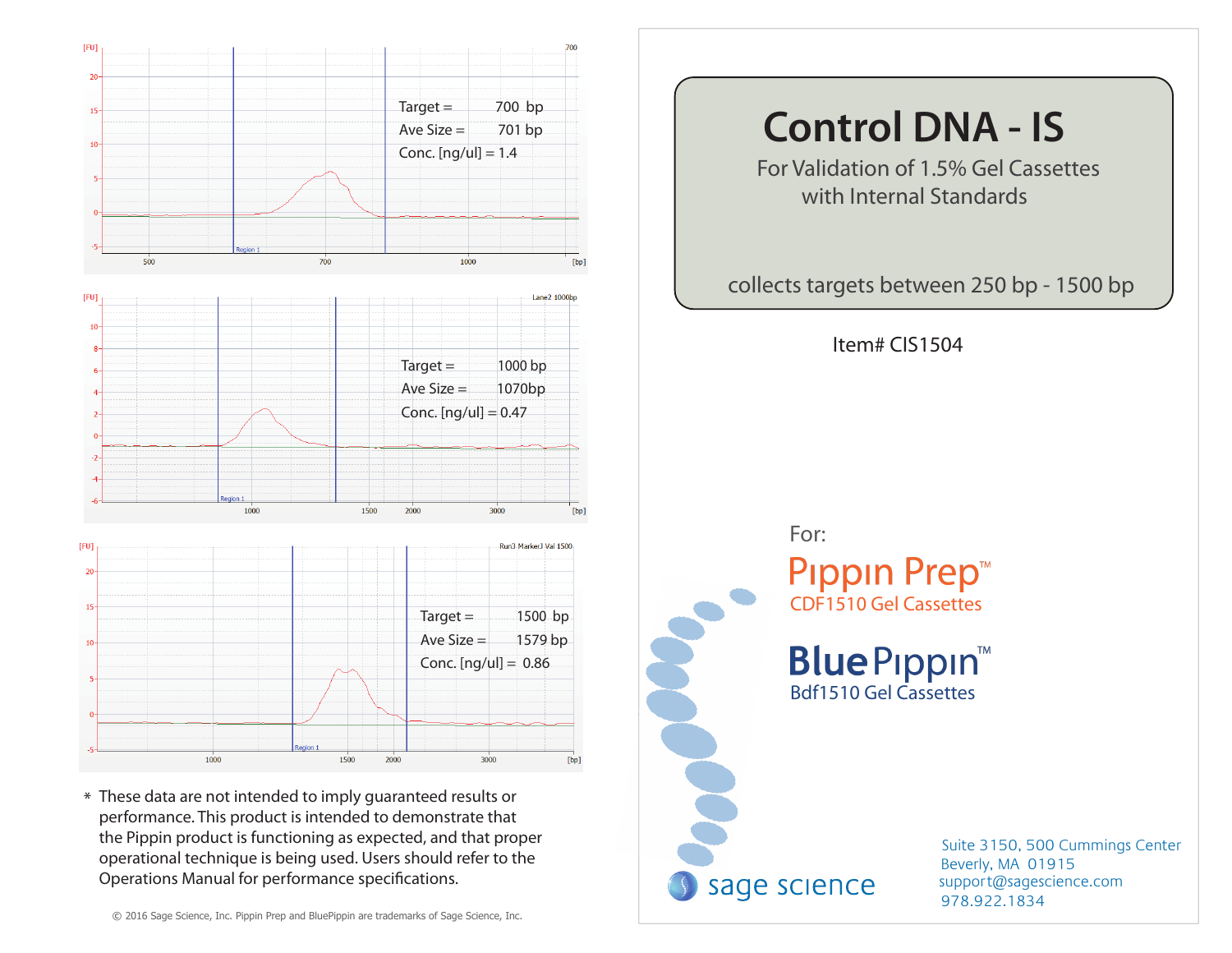# Control DNA - IS

For Validation of 1.5% Gel Cassettes with Internal Standards

collects targets between 250 bp - 1500 bp

Item# CIS1504

Target = 700 bp
Ave Size = 701 bp
Conc. [ng/ul] = 1.4

Target = 1000 bp
Ave Size = 1070bp
Conc. [ng/ul] = 0.47

Target = 1500 bp
Ave Size = 1579 bp
Conc. [ng/ul] = 0.86

\* These data are not intended to imply guaranteed results or performance. This product is intended to demonstrate that the Pippin product is functioning as expected, and that proper operational technique is being used. Users should refer to the Operations Manual for performance specifications.

For:

**Pippin Prep™**
CDF1510 Gel Cassettes

**BluePippin™**
Bdf1510 Gel Cassettes

sage science

Suite 3150, 500 Cummings Center
Beverly, MA 01915
support@sagescience.com
978.922.1834

© 2016 Sage Science, Inc. Pippin Prep and BluePippin are trademarks of Sage Science, Inc.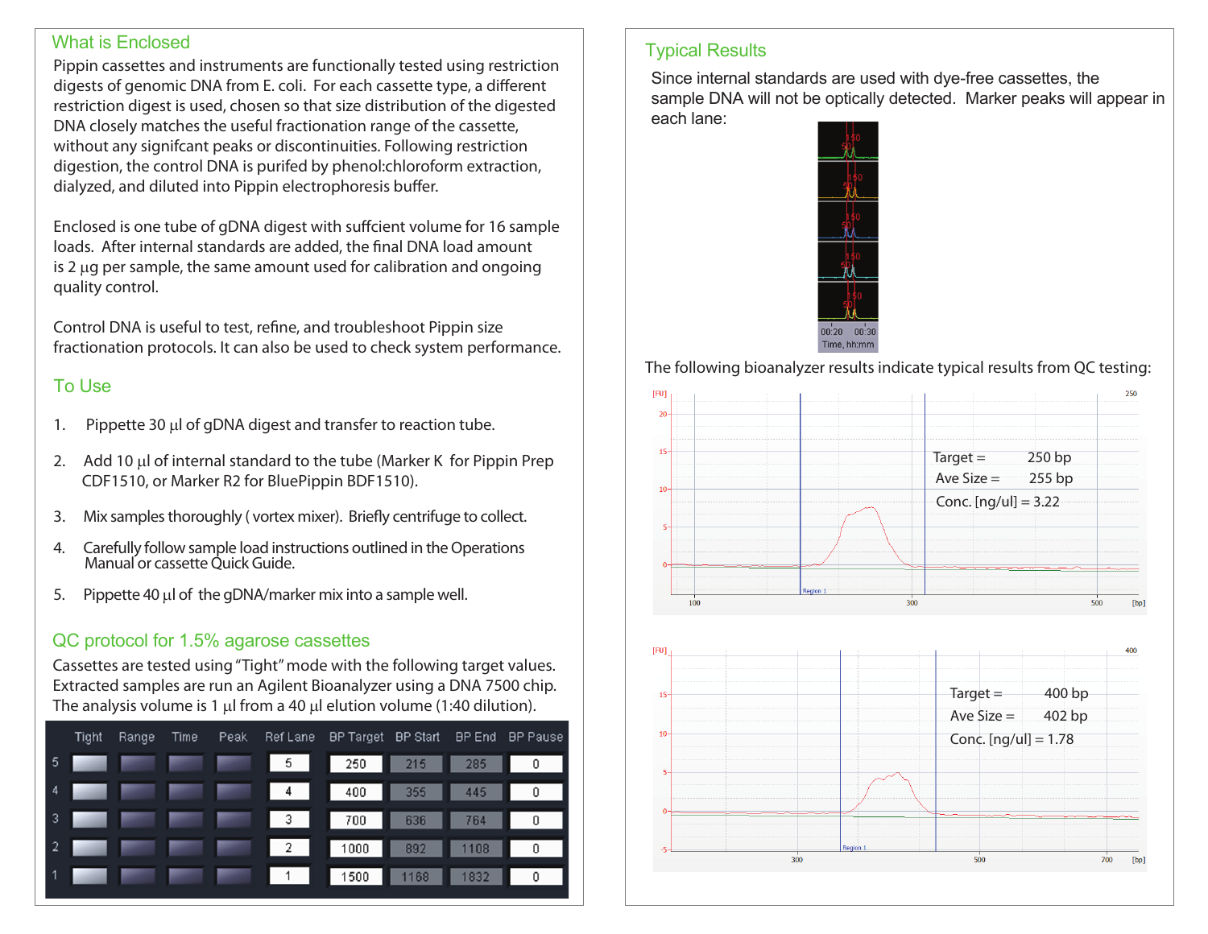## What is Enclosed

Pippin cassettes and instruments are functionally tested using restriction digests of genomic DNA from E. coli. For each cassette type, a different restriction digest is used, chosen so that size distribution of the digested DNA closely matches the useful fractionation range of the cassette, without any signifcant peaks or discontinuities. Following restriction digestion, the control DNA is purifed by phenol:chloroform extraction, dialyzed, and diluted into Pippin electrophoresis buffer.

Enclosed is one tube of gDNA digest with suffcient volume for 16 sample loads. After internal standards are added, the final DNA load amount is 2 μg per sample, the same amount used for calibration and ongoing quality control.

Control DNA is useful to test, refine, and troubleshoot Pippin size fractionation protocols. It can also be used to check system performance.

## To Use

1. Pippette 30 μl of gDNA digest and transfer to reaction tube.
2. Add 10 μl of internal standard to the tube (Marker K for Pippin Prep CDF1510, or Marker R2 for BluePippin BDF1510).
3. Mix samples thoroughly ( vortex mixer). Briefly centrifuge to collect.
4. Carefully follow sample load instructions outlined in the Operations Manual or cassette Quick Guide.
5. Pippette 40 μl of the gDNA/marker mix into a sample well.

## QC protocol for 1.5% agarose cassettes

Cassettes are tested using "Tight" mode with the following target values. Extracted samples are run an Agilent Bioanalyzer using a DNA 7500 chip. The analysis volume is 1 μl from a 40 μl elution volume (1:40 dilution).

| | Tight | Range | Time | Peak | Ref Lane | BP Target | BP Start | BP End | BP Pause |
|---|---|---|---|---|---|---|---|---|---|
| 5 | | | | | 5 | 250 | 215 | 285 | 0 |
| 4 | | | | | 4 | 400 | 355 | 445 | 0 |
| 3 | | | | | 3 | 700 | 636 | 764 | 0 |
| 2 | | | | | 2 | 1000 | 892 | 1108 | 0 |
| 1 | | | | | 1 | 1500 | 1168 | 1832 | 0 |

## Typical Results

Since internal standards are used with dye-free cassettes, the sample DNA will not be optically detected. Marker peaks will appear in each lane:

150
50
00:20 00:30
Time, hh:mm

The following bioanalyzer results indicate typical results from QC testing:

[FU]
250
Target = 250 bp
Ave Size = 255 bp
Conc. [ng/ul] = 3.22
Region 1
100 300 500 [bp]

[FU]
400
Target = 400 bp
Ave Size = 402 bp
Conc. [ng/ul] = 1.78
Region 1
300 500 700 [bp]